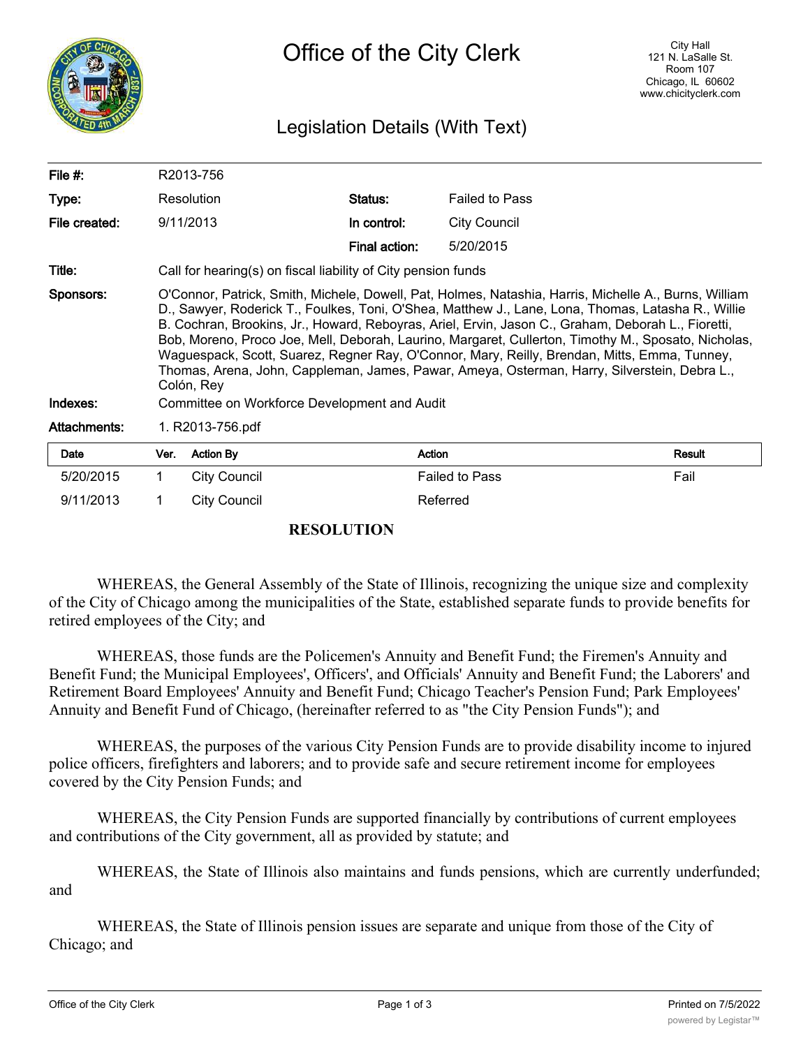# Office of the City Clerk

City Hall
121 N. LaSalle St.
Room 107
Chicago, IL 60602
www.chicityclerk.com

## Legislation Details (With Text)

| | | | |
|---|---|---|---|
| **File #:** | R2013-756 | | |
| **Type:** | Resolution | **Status:** | Failed to Pass |
| **File created:** | 9/11/2013 | **In control:** | City Council |
| | | **Final action:** | 5/20/2015 |

**Title:** Call for hearing(s) on fiscal liability of City pension funds

**Sponsors:** O'Connor, Patrick, Smith, Michele, Dowell, Pat, Holmes, Natashia, Harris, Michelle A., Burns, William D., Sawyer, Roderick T., Foulkes, Toni, O'Shea, Matthew J., Lane, Lona, Thomas, Latasha R., Willie B. Cochran, Brookins, Jr., Howard, Reboyras, Ariel, Ervin, Jason C., Graham, Deborah L., Fioretti, Bob, Moreno, Proco Joe, Mell, Deborah, Laurino, Margaret, Cullerton, Timothy M., Sposato, Nicholas, Waguespack, Scott, Suarez, Regner Ray, O'Connor, Mary, Reilly, Brendan, Mitts, Emma, Tunney, Thomas, Arena, John, Cappleman, James, Pawar, Ameya, Osterman, Harry, Silverstein, Debra L., Colón, Rey

**Indexes:** Committee on Workforce Development and Audit

**Attachments:** 1. R2013-756.pdf

| Date | Ver. | Action By | Action | Result |
|---|---|---|---|---|
| 5/20/2015 | 1 | City Council | Failed to Pass | Fail |
| 9/11/2013 | 1 | City Council | Referred | |

**RESOLUTION**

WHEREAS, the General Assembly of the State of Illinois, recognizing the unique size and complexity of the City of Chicago among the municipalities of the State, established separate funds to provide benefits for retired employees of the City; and

WHEREAS, those funds are the Policemen's Annuity and Benefit Fund; the Firemen's Annuity and Benefit Fund; the Municipal Employees', Officers', and Officials' Annuity and Benefit Fund; the Laborers' and Retirement Board Employees' Annuity and Benefit Fund; Chicago Teacher's Pension Fund; Park Employees' Annuity and Benefit Fund of Chicago, (hereinafter referred to as "the City Pension Funds"); and

WHEREAS, the purposes of the various City Pension Funds are to provide disability income to injured police officers, firefighters and laborers; and to provide safe and secure retirement income for employees covered by the City Pension Funds; and

WHEREAS, the City Pension Funds are supported financially by contributions of current employees and contributions of the City government, all as provided by statute; and

WHEREAS, the State of Illinois also maintains and funds pensions, which are currently underfunded; and

WHEREAS, the State of Illinois pension issues are separate and unique from those of the City of Chicago; and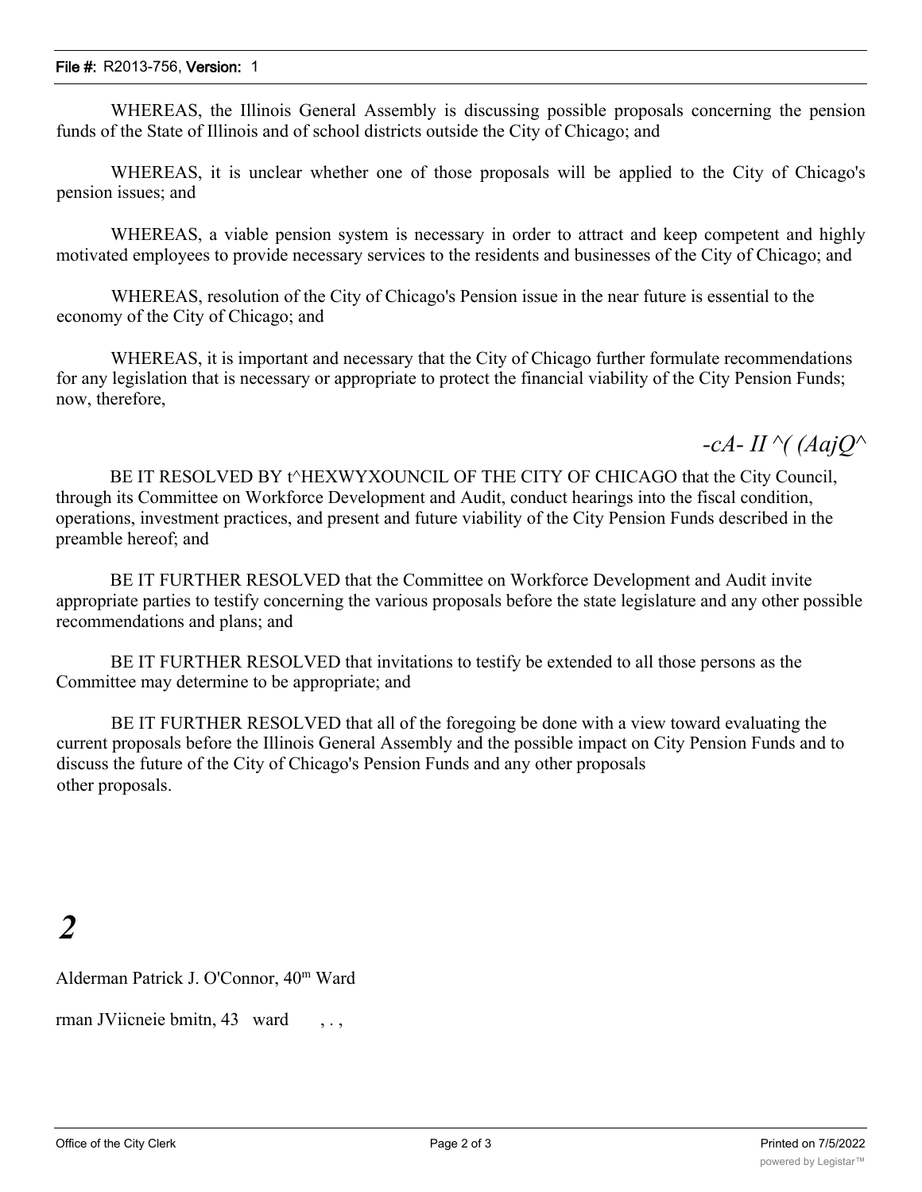WHEREAS, the Illinois General Assembly is discussing possible proposals concerning the pension funds of the State of Illinois and of school districts outside the City of Chicago; and

WHEREAS, it is unclear whether one of those proposals will be applied to the City of Chicago's pension issues; and

WHEREAS, a viable pension system is necessary in order to attract and keep competent and highly motivated employees to provide necessary services to the residents and businesses of the City of Chicago; and

WHEREAS, resolution of the City of Chicago's Pension issue in the near future is essential to the economy of the City of Chicago; and

WHEREAS, it is important and necessary that the City of Chicago further formulate recommendations for any legislation that is necessary or appropriate to protect the financial viability of the City Pension Funds; now, therefore,

*-cA- II ^( (AajQ^*

BE IT RESOLVED BY t^HEXWYXOUNCIL OF THE CITY OF CHICAGO that the City Council, through its Committee on Workforce Development and Audit, conduct hearings into the fiscal condition, operations, investment practices, and present and future viability of the City Pension Funds described in the preamble hereof; and

BE IT FURTHER RESOLVED that the Committee on Workforce Development and Audit invite appropriate parties to testify concerning the various proposals before the state legislature and any other possible recommendations and plans; and

BE IT FURTHER RESOLVED that invitations to testify be extended to all those persons as the Committee may determine to be appropriate; and

BE IT FURTHER RESOLVED that all of the foregoing be done with a view toward evaluating the current proposals before the Illinois General Assembly and the possible impact on City Pension Funds and to discuss the future of the City of Chicago's Pension Funds and any other proposals other proposals.

***2***

Alderman Patrick J. O'Connor, 40[m] Ward

rman JViicneie bmitn, 43 ward , . ,